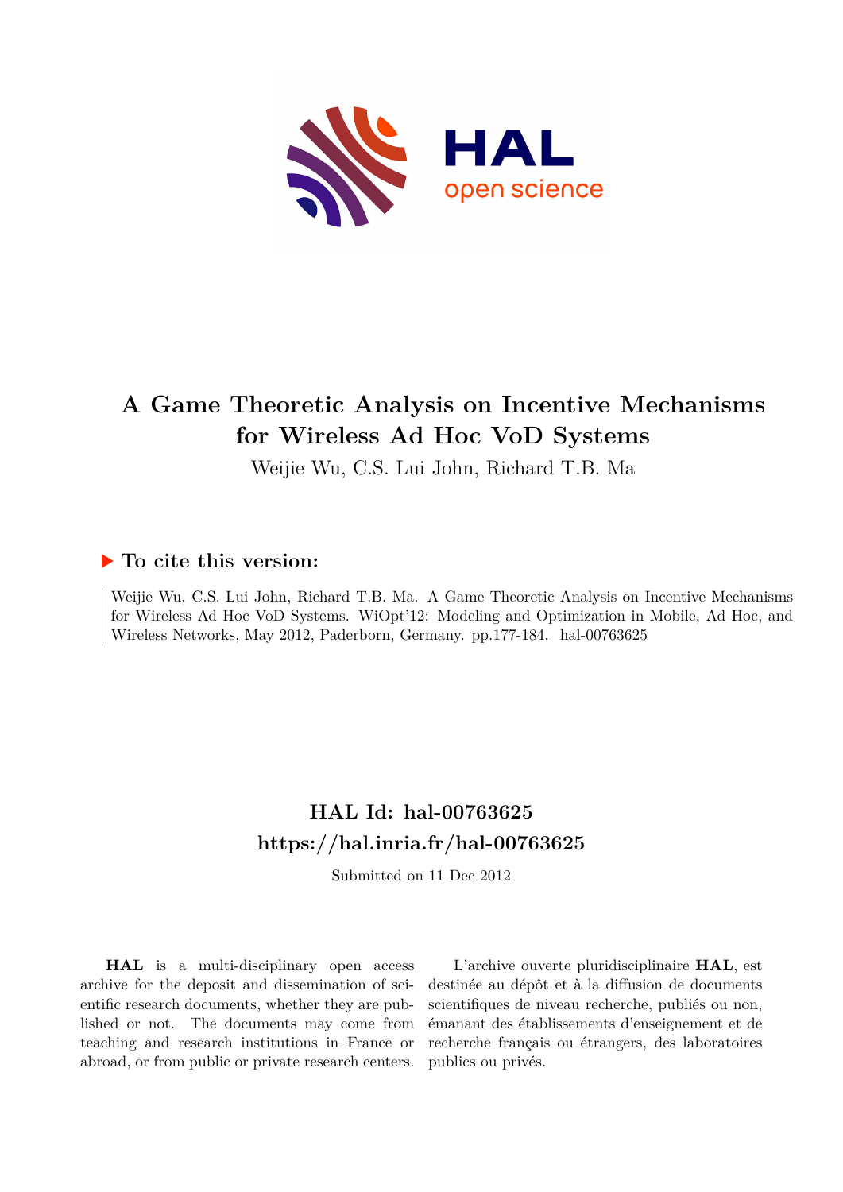# A Game Theoretic Analysis on Incentive Mechanisms for Wireless Ad Hoc VoD Systems

Weijie Wu, C.S. Lui John, Richard T.B. Ma

## ▶ To cite this version:

Weijie Wu, C.S. Lui John, Richard T.B. Ma. A Game Theoretic Analysis on Incentive Mechanisms for Wireless Ad Hoc VoD Systems. WiOpt'12: Modeling and Optimization in Mobile, Ad Hoc, and Wireless Networks, May 2012, Paderborn, Germany. pp.177-184. hal-00763625

## HAL Id: hal-00763625

## https://hal.inria.fr/hal-00763625

Submitted on 11 Dec 2012

**HAL** is a multi-disciplinary open access archive for the deposit and dissemination of scientific research documents, whether they are published or not. The documents may come from teaching and research institutions in France or abroad, or from public or private research centers.

L'archive ouverte pluridisciplinaire **HAL**, est destinée au dépôt et à la diffusion de documents scientifiques de niveau recherche, publiés ou non, émanant des établissements d'enseignement et de recherche français ou étrangers, des laboratoires publics ou privés.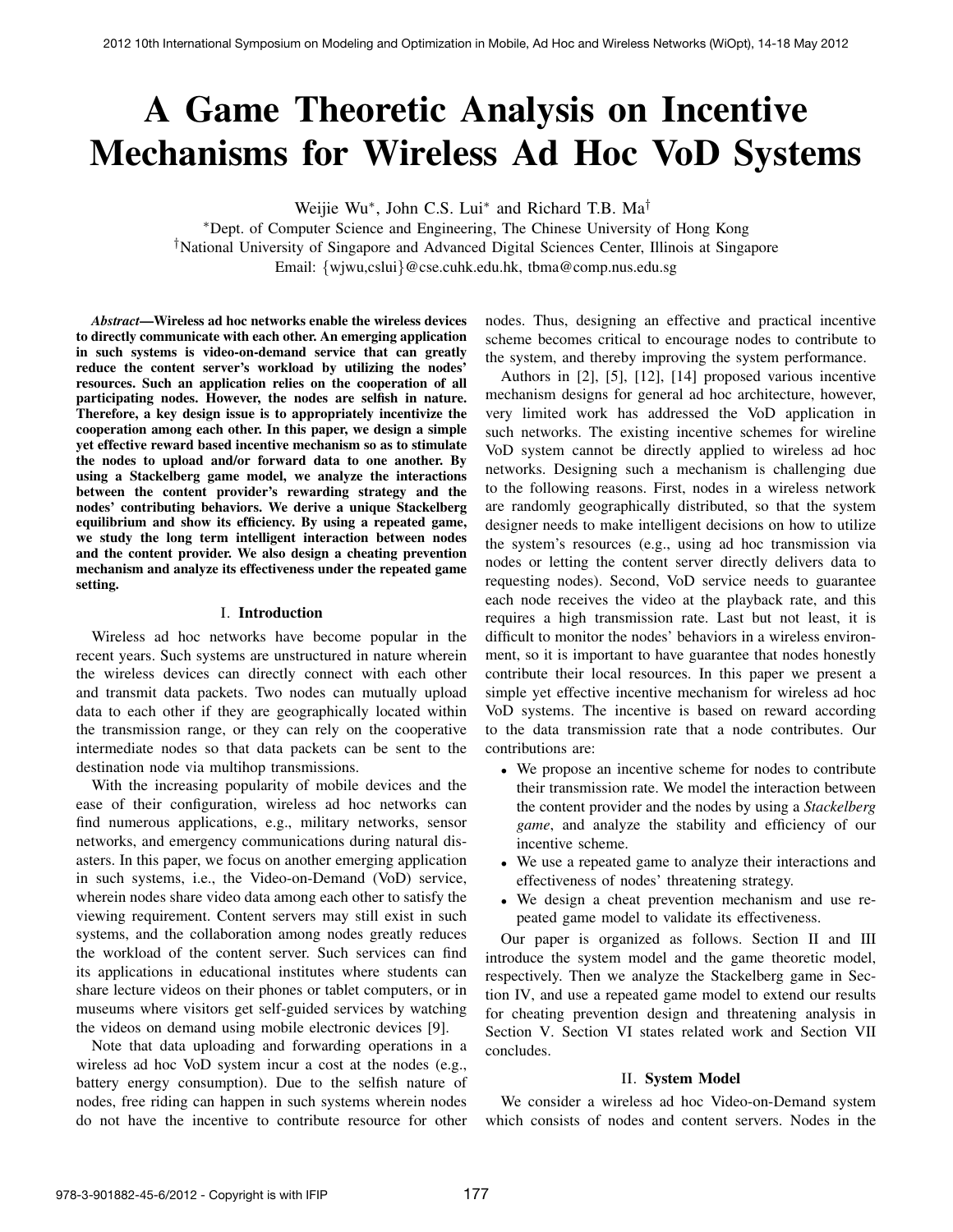# A Game Theoretic Analysis on Incentive Mechanisms for Wireless Ad Hoc VoD Systems

Weijie Wu*, John C.S. Lui* and Richard T.B. Ma†

*Dept. of Computer Science and Engineering, The Chinese University of Hong Kong

†National University of Singapore and Advanced Digital Sciences Center, Illinois at Singapore

Email: {wjwu,cslui}@cse.cuhk.edu.hk, tbma@comp.nus.edu.sg

***Abstract*—Wireless ad hoc networks enable the wireless devices to directly communicate with each other. An emerging application in such systems is video-on-demand service that can greatly reduce the content server's workload by utilizing the nodes' resources. Such an application relies on the cooperation of all participating nodes. However, the nodes are selfish in nature. Therefore, a key design issue is to appropriately incentivize the cooperation among each other. In this paper, we design a simple yet effective reward based incentive mechanism so as to stimulate the nodes to upload and/or forward data to one another. By using a Stackelberg game model, we analyze the interactions between the content provider's rewarding strategy and the nodes' contributing behaviors. We derive a unique Stackelberg equilibrium and show its efficiency. By using a repeated game, we study the long term intelligent interaction between nodes and the content provider. We also design a cheating prevention mechanism and analyze its effectiveness under the repeated game setting.**

## I. Introduction

Wireless ad hoc networks have become popular in the recent years. Such systems are unstructured in nature wherein the wireless devices can directly connect with each other and transmit data packets. Two nodes can mutually upload data to each other if they are geographically located within the transmission range, or they can rely on the cooperative intermediate nodes so that data packets can be sent to the destination node via multihop transmissions.

With the increasing popularity of mobile devices and the ease of their configuration, wireless ad hoc networks can find numerous applications, e.g., military networks, sensor networks, and emergency communications during natural disasters. In this paper, we focus on another emerging application in such systems, i.e., the Video-on-Demand (VoD) service, wherein nodes share video data among each other to satisfy the viewing requirement. Content servers may still exist in such systems, and the collaboration among nodes greatly reduces the workload of the content server. Such services can find its applications in educational institutes where students can share lecture videos on their phones or tablet computers, or in museums where visitors get self-guided services by watching the videos on demand using mobile electronic devices [9].

Note that data uploading and forwarding operations in a wireless ad hoc VoD system incur a cost at the nodes (e.g., battery energy consumption). Due to the selfish nature of nodes, free riding can happen in such systems wherein nodes do not have the incentive to contribute resource for other nodes. Thus, designing an effective and practical incentive scheme becomes critical to encourage nodes to contribute to the system, and thereby improving the system performance.

Authors in [2], [5], [12], [14] proposed various incentive mechanism designs for general ad hoc architecture, however, very limited work has addressed the VoD application in such networks. The existing incentive schemes for wireline VoD system cannot be directly applied to wireless ad hoc networks. Designing such a mechanism is challenging due to the following reasons. First, nodes in a wireless network are randomly geographically distributed, so that the system designer needs to make intelligent decisions on how to utilize the system's resources (e.g., using ad hoc transmission via nodes or letting the content server directly delivers data to requesting nodes). Second, VoD service needs to guarantee each node receives the video at the playback rate, and this requires a high transmission rate. Last but not least, it is difficult to monitor the nodes' behaviors in a wireless environment, so it is important to have guarantee that nodes honestly contribute their local resources. In this paper we present a simple yet effective incentive mechanism for wireless ad hoc VoD systems. The incentive is based on reward according to the data transmission rate that a node contributes. Our contributions are:

- We propose an incentive scheme for nodes to contribute their transmission rate. We model the interaction between the content provider and the nodes by using a *Stackelberg game*, and analyze the stability and efficiency of our incentive scheme.
- We use a repeated game to analyze their interactions and effectiveness of nodes' threatening strategy.
- We design a cheat prevention mechanism and use repeated game model to validate its effectiveness.

Our paper is organized as follows. Section II and III introduce the system model and the game theoretic model, respectively. Then we analyze the Stackelberg game in Section IV, and use a repeated game model to extend our results for cheating prevention design and threatening analysis in Section V. Section VI states related work and Section VII concludes.

## II. System Model

We consider a wireless ad hoc Video-on-Demand system which consists of nodes and content servers. Nodes in the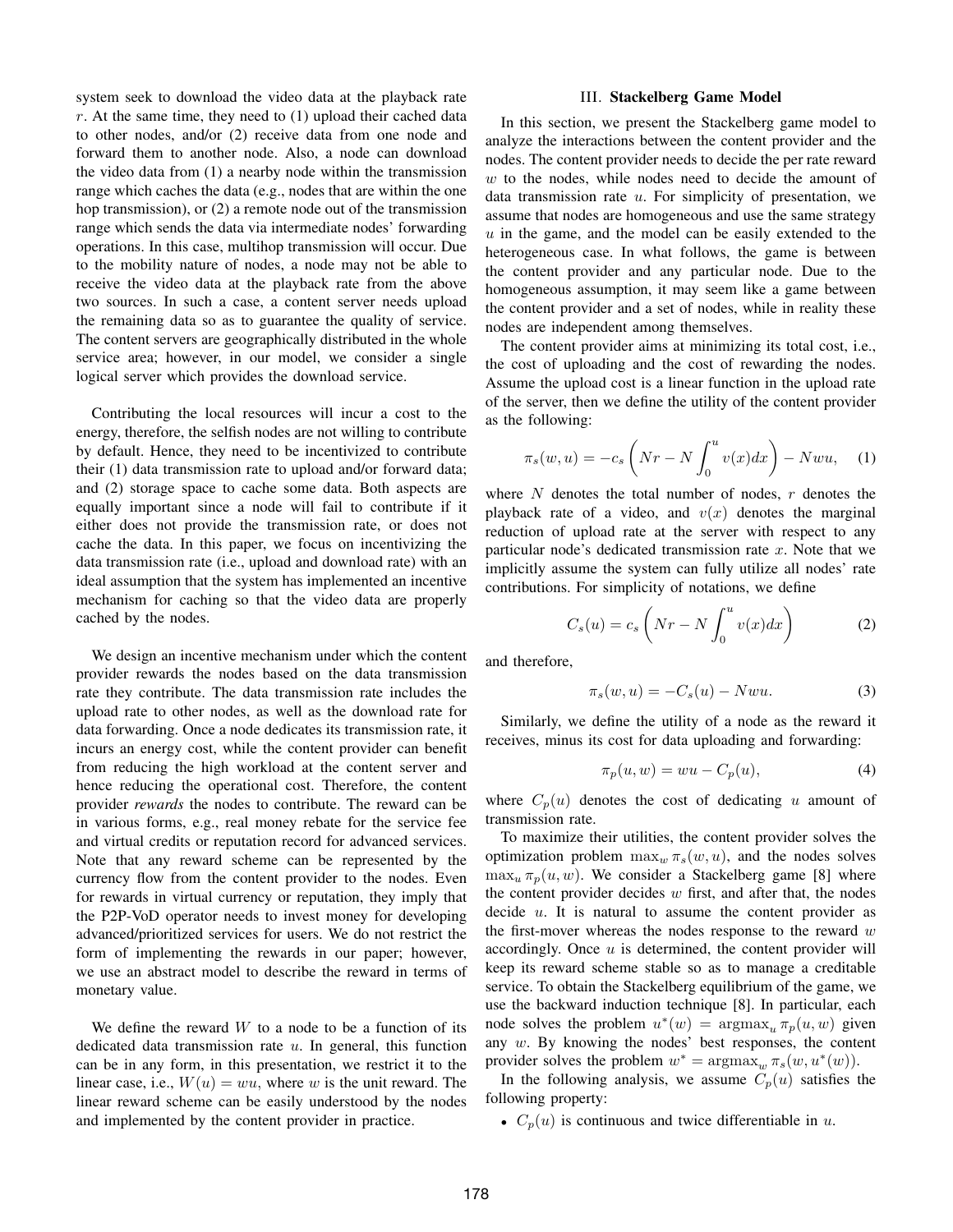system seek to download the video data at the playback rate $r$. At the same time, they need to (1) upload their cached data to other nodes, and/or (2) receive data from one node and forward them to another node. Also, a node can download the video data from (1) a nearby node within the transmission range which caches the data (e.g., nodes that are within the one hop transmission), or (2) a remote node out of the transmission range which sends the data via intermediate nodes' forwarding operations. In this case, multihop transmission will occur. Due to the mobility nature of nodes, a node may not be able to receive the video data at the playback rate from the above two sources. In such a case, a content server needs upload the remaining data so as to guarantee the quality of service. The content servers are geographically distributed in the whole service area; however, in our model, we consider a single logical server which provides the download service.

Contributing the local resources will incur a cost to the energy, therefore, the selfish nodes are not willing to contribute by default. Hence, they need to be incentivized to contribute their (1) data transmission rate to upload and/or forward data; and (2) storage space to cache some data. Both aspects are equally important since a node will fail to contribute if it either does not provide the transmission rate, or does not cache the data. In this paper, we focus on incentivizing the data transmission rate (i.e., upload and download rate) with an ideal assumption that the system has implemented an incentive mechanism for caching so that the video data are properly cached by the nodes.

We design an incentive mechanism under which the content provider rewards the nodes based on the data transmission rate they contribute. The data transmission rate includes the upload rate to other nodes, as well as the download rate for data forwarding. Once a node dedicates its transmission rate, it incurs an energy cost, while the content provider can benefit from reducing the high workload at the content server and hence reducing the operational cost. Therefore, the content provider *rewards* the nodes to contribute. The reward can be in various forms, e.g., real money rebate for the service fee and virtual credits or reputation record for advanced services. Note that any reward scheme can be represented by the currency flow from the content provider to the nodes. Even for rewards in virtual currency or reputation, they imply that the P2P-VoD operator needs to invest money for developing advanced/prioritized services for users. We do not restrict the form of implementing the rewards in our paper; however, we use an abstract model to describe the reward in terms of monetary value.

We define the reward $W$ to a node to be a function of its dedicated data transmission rate $u$. In general, this function can be in any form, in this presentation, we restrict it to the linear case, i.e., $W(u) = wu$, where $w$ is the unit reward. The linear reward scheme can be easily understood by the nodes and implemented by the content provider in practice.

## III. **Stackelberg Game Model**

In this section, we present the Stackelberg game model to analyze the interactions between the content provider and the nodes. The content provider needs to decide the per rate reward $w$ to the nodes, while nodes need to decide the amount of data transmission rate $u$. For simplicity of presentation, we assume that nodes are homogeneous and use the same strategy $u$ in the game, and the model can be easily extended to the heterogeneous case. In what follows, the game is between the content provider and any particular node. Due to the homogeneous assumption, it may seem like a game between the content provider and a set of nodes, while in reality these nodes are independent among themselves.

The content provider aims at minimizing its total cost, i.e., the cost of uploading and the cost of rewarding the nodes. Assume the upload cost is a linear function in the upload rate of the server, then we define the utility of the content provider as the following:

$$\pi_s(w, u) = -c_s \left( Nr - N \int_0^u v(x)dx \right) - Nwu, \quad (1)$$

where $N$ denotes the total number of nodes, $r$ denotes the playback rate of a video, and $v(x)$ denotes the marginal reduction of upload rate at the server with respect to any particular node's dedicated transmission rate $x$. Note that we implicitly assume the system can fully utilize all nodes' rate contributions. For simplicity of notations, we define

$$C_s(u) = c_s \left( Nr - N \int_0^u v(x)dx \right) \quad (2)$$

and therefore,

$$\pi_s(w, u) = -C_s(u) - Nwu. \quad (3)$$

Similarly, we define the utility of a node as the reward it receives, minus its cost for data uploading and forwarding:

$$\pi_p(u, w) = wu - C_p(u), \quad (4)$$

where $C_p(u)$ denotes the cost of dedicating $u$ amount of transmission rate.

To maximize their utilities, the content provider solves the optimization problem $\max_w \pi_s(w, u)$, and the nodes solves $\max_u \pi_p(u, w)$. We consider a Stackelberg game [8] where the content provider decides $w$ first, and after that, the nodes decide $u$. It is natural to assume the content provider as the first-mover whereas the nodes response to the reward $w$ accordingly. Once $u$ is determined, the content provider will keep its reward scheme stable so as to manage a creditable service. To obtain the Stackelberg equilibrium of the game, we use the backward induction technique [8]. In particular, each node solves the problem $u^*(w) = \text{argmax}_u \, \pi_p(u, w)$ given any $w$. By knowing the nodes' best responses, the content provider solves the problem $w^* = \text{argmax}_w \, \pi_s(w, u^*(w))$.

In the following analysis, we assume $C_p(u)$ satisfies the following property:

- $C_p(u)$ is continuous and twice differentiable in $u$.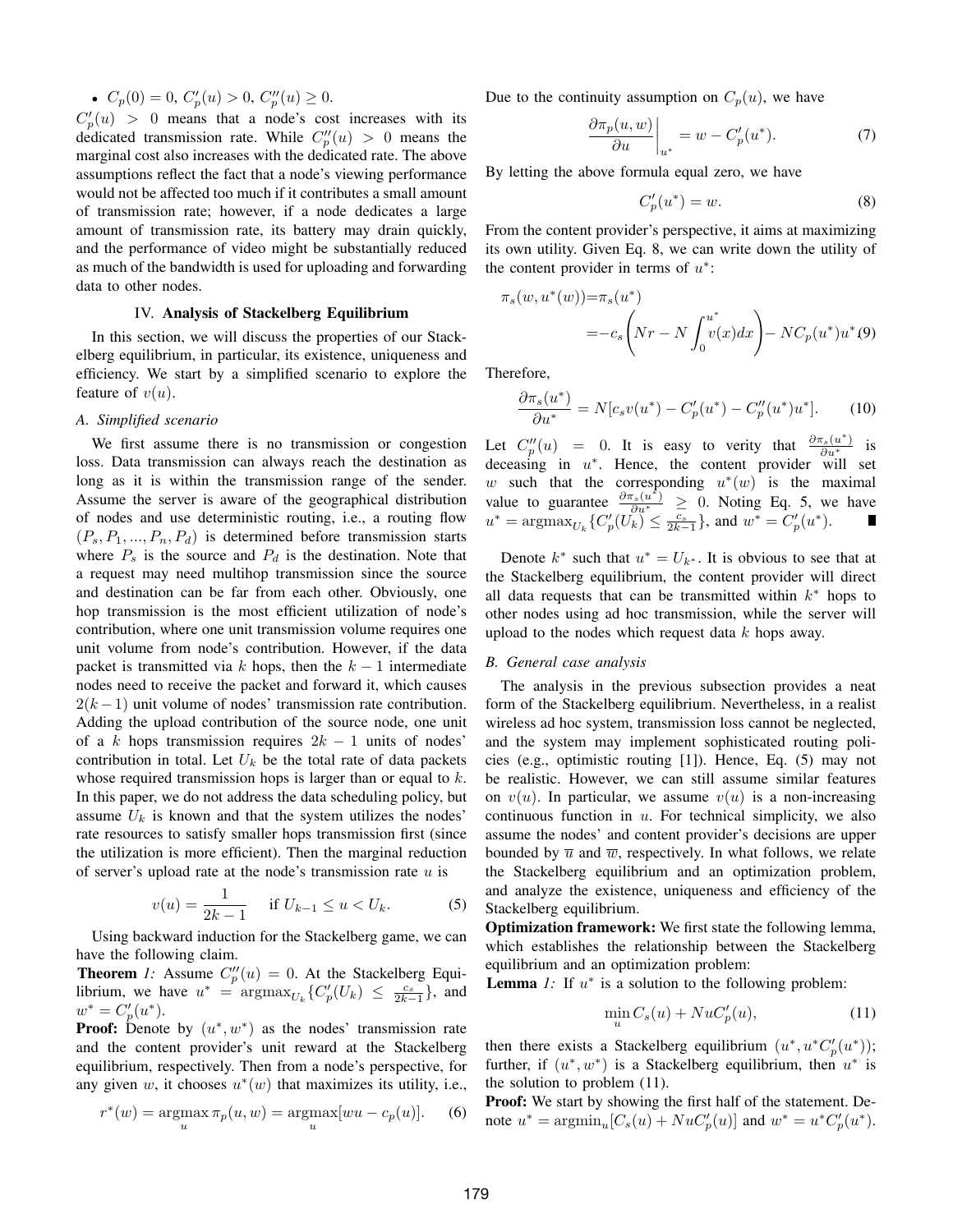- $C_p(0) = 0$, $C'_p(u) > 0$, $C''_p(u) \geq 0$.

$C'_p(u) > 0$ means that a node's cost increases with its dedicated transmission rate. While $C''_p(u) > 0$ means the marginal cost also increases with the dedicated rate. The above assumptions reflect the fact that a node's viewing performance would not be affected too much if it contributes a small amount of transmission rate; however, if a node dedicates a large amount of transmission rate, its battery may drain quickly, and the performance of video might be substantially reduced as much of the bandwidth is used for uploading and forwarding data to other nodes.

## IV. Analysis of Stackelberg Equilibrium

In this section, we will discuss the properties of our Stackelberg equilibrium, in particular, its existence, uniqueness and efficiency. We start by a simplified scenario to explore the feature of $v(u)$.

### A. Simplified scenario

We first assume there is no transmission or congestion loss. Data transmission can always reach the destination as long as it is within the transmission range of the sender. Assume the server is aware of the geographical distribution of nodes and use deterministic routing, i.e., a routing flow $(P_s, P_1, ..., P_n, P_d)$ is determined before transmission starts where $P_s$ is the source and $P_d$ is the destination. Note that a request may need multihop transmission since the source and destination can be far from each other. Obviously, one hop transmission is the most efficient utilization of node's contribution, where one unit transmission volume requires one unit volume from node's contribution. However, if the data packet is transmitted via $k$ hops, then the $k-1$ intermediate nodes need to receive the packet and forward it, which causes $2(k-1)$ unit volume of nodes' transmission rate contribution. Adding the upload contribution of the source node, one unit of a $k$ hops transmission requires $2k-1$ units of nodes' contribution in total. Let $U_k$ be the total rate of data packets whose required transmission hops is larger than or equal to $k$. In this paper, we do not address the data scheduling policy, but assume $U_k$ is known and that the system utilizes the nodes' rate resources to satisfy smaller hops transmission first (since the utilization is more efficient). Then the marginal reduction of server's upload rate at the node's transmission rate $u$ is

$$v(u) = \frac{1}{2k-1} \quad \text{if } U_{k-1} \leq u < U_k. \tag{5}$$

Using backward induction for the Stackelberg game, we can have the following claim.

**Theorem** *1:* Assume $C''_p(u) = 0$. At the Stackelberg Equilibrium, we have $u^* = \text{argmax}_{U_k}\{C'_p(U_k) \leq \frac{c_s}{2k-1}\}$, and $w^* = C'_p(u^*)$.

**Proof:** Denote by $(u^*, w^*)$ as the nodes' transmission rate and the content provider's unit reward at the Stackelberg equilibrium, respectively. Then from a node's perspective, for any given $w$, it chooses $u^*(w)$ that maximizes its utility, i.e.,

$$r^*(w) = \underset{u}{\text{argmax}}\, \pi_p(u, w) = \underset{u}{\text{argmax}}[wu - c_p(u)]. \tag{6}$$

Due to the continuity assumption on $C_p(u)$, we have

$$\left.\frac{\partial \pi_p(u, w)}{\partial u}\right|_{u^*} = w - C'_p(u^*). \tag{7}$$

By letting the above formula equal zero, we have

$$C'_p(u^*) = w. \tag{8}$$

From the content provider's perspective, it aims at maximizing its own utility. Given Eq. 8, we can write down the utility of the content provider in terms of $u^*$:

$$\pi_s(w, u^*(w)) = \pi_s(u^*) = -c_s\left(Nr - N\int_0^{u^*} v(x)dx\right) - NC_p(u^*)u^*. \tag{9}$$

Therefore,

$$\frac{\partial \pi_s(u^*)}{\partial u^*} = N[c_s v(u^*) - C'_p(u^*) - C''_p(u^*)u^*]. \tag{10}$$

Let $C''_p(u) = 0$. It is easy to verity that $\frac{\partial \pi_s(u^*)}{\partial u^*}$ is deceasing in $u^*$. Hence, the content provider will set $w$ such that the corresponding $u^*(w)$ is the maximal value to guarantee $\frac{\partial \pi_s(u^*)}{\partial u^*} \geq 0$. Noting Eq. 5, we have $u^* = \text{argmax}_{U_k}\{C'_p(U_k) \leq \frac{c_s}{2k-1}\}$, and $w^* = C'_p(u^*)$. ■

Denote $k^*$ such that $u^* = U_{k^*}$. It is obvious to see that at the Stackelberg equilibrium, the content provider will direct all data requests that can be transmitted within $k^*$ hops to other nodes using ad hoc transmission, while the server will upload to the nodes which request data $k$ hops away.

### B. General case analysis

The analysis in the previous subsection provides a neat form of the Stackelberg equilibrium. Nevertheless, in a realist wireless ad hoc system, transmission loss cannot be neglected, and the system may implement sophisticated routing policies (e.g., optimistic routing [1]). Hence, Eq. (5) may not be realistic. However, we can still assume similar features on $v(u)$. In particular, we assume $v(u)$ is a non-increasing continuous function in $u$. For technical simplicity, we also assume the nodes' and content provider's decisions are upper bounded by $\overline{u}$ and $\overline{w}$, respectively. In what follows, we relate the Stackelberg equilibrium and an optimization problem, and analyze the existence, uniqueness and efficiency of the Stackelberg equilibrium.

**Optimization framework:** We first state the following lemma, which establishes the relationship between the Stackelberg equilibrium and an optimization problem:

**Lemma** *1:* If $u^*$ is a solution to the following problem:

$$\min_u C_s(u) + NuC'_p(u), \tag{11}$$

then there exists a Stackelberg equilibrium $(u^*, u^*C'_p(u^*))$; further, if $(u^*, w^*)$ is a Stackelberg equilibrium, then $u^*$ is the solution to problem (11).

**Proof:** We start by showing the first half of the statement. Denote $u^* = \text{argmin}_u[C_s(u) + NuC'_p(u)]$ and $w^* = u^*C'_p(u^*)$.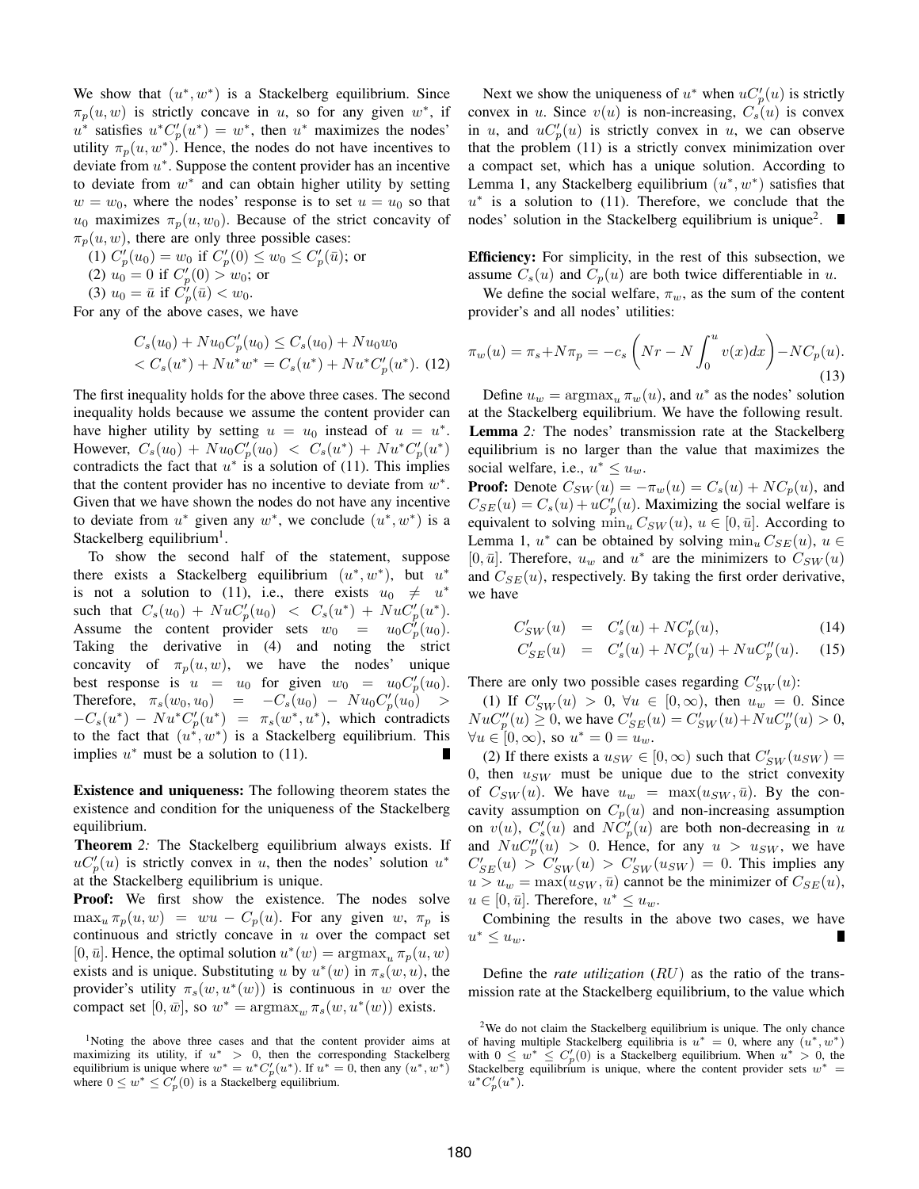We show that $(u^*, w^*)$ is a Stackelberg equilibrium. Since $\pi_p(u, w)$ is strictly concave in $u$, so for any given $w^*$, if $u^*$ satisfies $u^* C_p'(u^*) = w^*$, then $u^*$ maximizes the nodes' utility $\pi_p(u, w^*)$. Hence, the nodes do not have incentives to deviate from $u^*$. Suppose the content provider has an incentive to deviate from $w^*$ and can obtain higher utility by setting $w = w_0$, where the nodes' response is to set $u = u_0$ so that $u_0$ maximizes $\pi_p(u, w_0)$. Because of the strict concavity of $\pi_p(u, w)$, there are only three possible cases:

(1) $C_p'(u_0) = w_0$ if $C_p'(0) \le w_0 \le C_p'(\bar{u})$; or

(2) $u_0 = 0$ if $C_p'(0) > w_0$; or

(3) $u_0 = \bar{u}$ if $C_p'(\bar{u}) < w_0$.

For any of the above cases, we have

$$
\begin{aligned}
&C_s(u_0) + N u_0 C_p'(u_0) \le C_s(u_0) + N u_0 w_0 \\
&< C_s(u^*) + N u^* w^* = C_s(u^*) + N u^* C_p'(u^*). \quad (12)
\end{aligned}
$$

The first inequality holds for the above three cases. The second inequality holds because we assume the content provider can have higher utility by setting $u = u_0$ instead of $u = u^*$. However, $C_s(u_0) + N u_0 C_p'(u_0) < C_s(u^*) + N u^* C_p'(u^*)$ contradicts the fact that $u^*$ is a solution of (11). This implies that the content provider has no incentive to deviate from $w^*$. Given that we have shown the nodes do not have any incentive to deviate from $u^*$ given any $w^*$, we conclude $(u^*, w^*)$ is a Stackelberg equilibrium[1].

To show the second half of the statement, suppose there exists a Stackelberg equilibrium $(u^*, w^*)$, but $u^*$ is not a solution to (11), i.e., there exists $u_0 \neq u^*$ such that $C_s(u_0) + N u C_p'(u_0) < C_s(u^*) + N u C_p'(u^*)$. Assume the content provider sets $w_0 = u_0 C_p'(u_0)$. Taking the derivative in (4) and noting the strict concavity of $\pi_p(u, w)$, we have the nodes' unique best response is $u = u_0$ for given $w_0 = u_0 C_p'(u_0)$. Therefore, $\pi_s(w_0, u_0) = -C_s(u_0) - N u_0 C_p'(u_0) > -C_s(u^*) - N u^* C_p'(u^*) = \pi_s(w^*, u^*)$, which contradicts to the fact that $(u^*, w^*)$ is a Stackelberg equilibrium. This implies $u^*$ must be a solution to (11). ∎

**Existence and uniqueness:** The following theorem states the existence and condition for the uniqueness of the Stackelberg equilibrium.

**Theorem** *2: The Stackelberg equilibrium always exists. If $u C_p'(u)$ is strictly convex in $u$, then the nodes' solution $u^*$ at the Stackelberg equilibrium is unique.*

**Proof:** We first show the existence. The nodes solve $\max_u \pi_p(u, w) = wu - C_p(u)$. For any given $w$, $\pi_p$ is continuous and strictly concave in $u$ over the compact set $[0, \bar{u}]$. Hence, the optimal solution $u^*(w) = \arg\max_u \pi_p(u, w)$ exists and is unique. Substituting $u$ by $u^*(w)$ in $\pi_s(w, u)$, the provider's utility $\pi_s(w, u^*(w))$ is continuous in $w$ over the compact set $[0, \bar{w}]$, so $w^* = \arg\max_w \pi_s(w, u^*(w))$ exists.

Next we show the uniqueness of $u^*$ when $u C_p'(u)$ is strictly convex in $u$. Since $v(u)$ is non-increasing, $C_s(u)$ is convex in $u$, and $u C_p'(u)$ is strictly convex in $u$, we can observe that the problem (11) is a strictly convex minimization over a compact set, which has a unique solution. According to Lemma 1, any Stackelberg equilibrium $(u^*, w^*)$ satisfies that $u^*$ is a solution to (11). Therefore, we conclude that the nodes' solution in the Stackelberg equilibrium is unique[2]. ∎

**Efficiency:** For simplicity, in the rest of this subsection, we assume $C_s(u)$ and $C_p(u)$ are both twice differentiable in $u$.

We define the social welfare, $\pi_w$, as the sum of the content provider's and all nodes' utilities:

$$
\pi_w(u) = \pi_s + N\pi_p = -c_s\left(Nr - N\int_0^u v(x)dx\right) - NC_p(u). \quad (13)
$$

Define $u_w = \arg\max_u \pi_w(u)$, and $u^*$ as the nodes' solution at the Stackelberg equilibrium. We have the following result.

**Lemma** *2: The nodes' transmission rate at the Stackelberg equilibrium is no larger than the value that maximizes the social welfare, i.e., $u^* \le u_w$.*

**Proof:** Denote $C_{SW}(u) = -\pi_w(u) = C_s(u) + NC_p(u)$, and $C_{SE}(u) = C_s(u) + u C_p'(u)$. Maximizing the social welfare is equivalent to solving $\min_u C_{SW}(u)$, $u \in [0, \bar{u}]$. According to Lemma 1, $u^*$ can be obtained by solving $\min_u C_{SE}(u)$, $u \in [0, \bar{u}]$. Therefore, $u_w$ and $u^*$ are the minimizers to $C_{SW}(u)$ and $C_{SE}(u)$, respectively. By taking the first order derivative, we have

$$
\begin{aligned}
C_{SW}'(u) &= C_s'(u) + NC_p'(u), && (14)\\
C_{SE}'(u) &= C_s'(u) + NC_p'(u) + NuC_p''(u). && (15)
\end{aligned}
$$

There are only two possible cases regarding $C_{SW}'(u)$:

(1) If $C_{SW}'(u) > 0$, $\forall u \in [0, \infty)$, then $u_w = 0$. Since $NuC_p''(u) \ge 0$, we have $C_{SE}'(u) = C_{SW}'(u) + NuC_p''(u) > 0$, $\forall u \in [0, \infty)$, so $u^* = 0 = u_w$.

(2) If there exists a $u_{SW} \in [0, \infty)$ such that $C_{SW}'(u_{SW}) = 0$, then $u_{SW}$ must be unique due to the strict convexity of $C_{SW}(u)$. We have $u_w = \max(u_{SW}, \bar{u})$. By the concavity assumption on $C_p(u)$ and non-increasing assumption on $v(u)$, $C_s'(u)$ and $NC_p'(u)$ are both non-decreasing in $u$ and $NuC_p''(u) > 0$. Hence, for any $u > u_{SW}$, we have $C_{SE}'(u) > C_{SW}'(u) > C_{SW}'(u_{SW}) = 0$. This implies any $u > u_w = \max(u_{SW}, \bar{u})$ cannot be the minimizer of $C_{SE}(u)$, $u \in [0, \bar{u}]$. Therefore, $u^* \le u_w$.

Combining the results in the above two cases, we have $u^* \le u_w$. ∎

Define the *rate utilization* ($RU$) as the ratio of the transmission rate at the Stackelberg equilibrium, to the value which

[1] Noting the above three cases and that the content provider aims at maximizing its utility, if $u^* > 0$, then the corresponding Stackelberg equilibrium is unique where $w^* = u^* C_p'(u^*)$. If $u^* = 0$, then any $(u^*, w^*)$ where $0 \le w^* \le C_p'(0)$ is a Stackelberg equilibrium.

[2] We do not claim the Stackelberg equilibrium is unique. The only chance of having multiple Stackelberg equilibria is $u^* = 0$, where any $(u^*, w^*)$ with $0 \le w^* \le C_p'(0)$ is a Stackelberg equilibrium. When $u^* > 0$, the Stackelberg equilibrium is unique, where the content provider sets $w^* = u^* C_p'(u^*)$.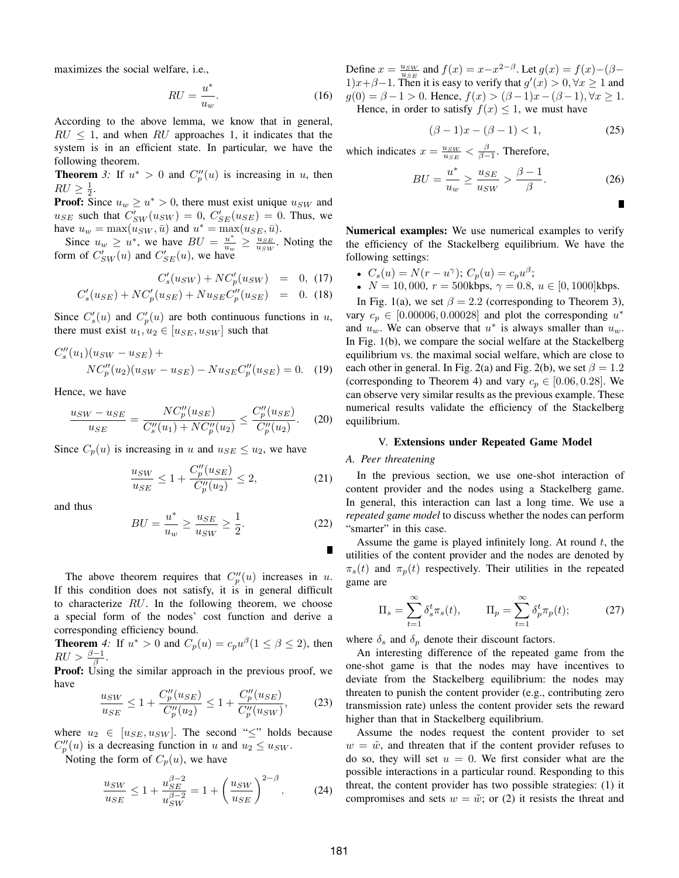maximizes the social welfare, i.e.,

$$RU = \frac{u^*}{u_w}. \quad (16)$$

According to the above lemma, we know that in general, $RU \leq 1$, and when $RU$ approaches 1, it indicates that the system is in an efficient state. In particular, we have the following theorem.

**Theorem** *3:* If $u^* > 0$ and $C_p''(u)$ is increasing in $u$, then $RU \geq \frac{1}{2}$.

**Proof:** Since $u_w \geq u^* > 0$, there must exist unique $u_{SW}$ and $u_{SE}$ such that $C_{SW}'(u_{SW}) = 0$, $C_{SE}'(u_{SE}) = 0$. Thus, we have $u_w = \max(u_{SW}, \bar{u})$ and $u^* = \max(u_{SE}, \bar{u})$.

Since $u_w \geq u^*$, we have $BU = \frac{u^*}{u_w} \geq \frac{u_{SE}}{u_{SW}}$. Noting the form of $C_{SW}'(u)$ and $C_{SE}'(u)$, we have

$$\begin{aligned} C_s'(u_{SW}) + NC_p'(u_{SW}) &= 0, \quad (17) \\ C_s'(u_{SE}) + NC_p'(u_{SE}) + Nu_{SE}C_p''(u_{SE}) &= 0. \quad (18) \end{aligned}$$

Since $C_s'(u)$ and $C_p'(u)$ are both continuous functions in $u$, there must exist $u_1, u_2 \in [u_{SE}, u_{SW}]$ such that

$$C_s''(u_1)(u_{SW} - u_{SE}) + NC_p''(u_2)(u_{SW} - u_{SE}) - Nu_{SE}C_p''(u_{SE}) = 0. \quad (19)$$

Hence, we have

$$\frac{u_{SW} - u_{SE}}{u_{SE}} = \frac{NC_p''(u_{SE})}{C_s''(u_1) + NC_p''(u_2)} \leq \frac{C_p''(u_{SE})}{C_p''(u_2)}. \quad (20)$$

Since $C_p(u)$ is increasing in $u$ and $u_{SE} \leq u_2$, we have

$$\frac{u_{SW}}{u_{SE}} \leq 1 + \frac{C_p''(u_{SE})}{C_p''(u_2)} \leq 2, \quad (21)$$

and thus

$$BU = \frac{u^*}{u_w} \geq \frac{u_{SE}}{u_{SW}} \geq \frac{1}{2}. \quad (22)$$

∎

The above theorem requires that $C_p''(u)$ increases in $u$. If this condition does not satisfy, it is in general difficult to characterize $RU$. In the following theorem, we choose a special form of the nodes' cost function and derive a corresponding efficiency bound.

**Theorem** *4:* If $u^* > 0$ and $C_p(u) = c_p u^\beta (1 \leq \beta \leq 2)$, then $RU > \frac{\beta - 1}{\beta}$.

**Proof:** Using the similar approach in the previous proof, we have

$$\frac{u_{SW}}{u_{SE}} \leq 1 + \frac{C_p''(u_{SE})}{C_p''(u_2)} \leq 1 + \frac{C_p''(u_{SE})}{C_p''(u_{SW})}, \quad (23)$$

where $u_2 \in [u_{SE}, u_{SW}]$. The second "$\leq$" holds because $C_p''(u)$ is a decreasing function in $u$ and $u_2 \leq u_{SW}$.

Noting the form of $C_p(u)$, we have

$$\frac{u_{SW}}{u_{SE}} \leq 1 + \frac{u_{SE}^{\beta-2}}{u_{SW}^{\beta-2}} = 1 + \left(\frac{u_{SW}}{u_{SE}}\right)^{2-\beta}. \quad (24)$$

Define $x = \frac{u_{SW}}{u_{SE}}$ and $f(x) = x - x^{2-\beta}$. Let $g(x) = f(x) - (\beta - 1)x + \beta - 1$. Then it is easy to verify that $g'(x) > 0, \forall x \geq 1$ and $g(0) = \beta - 1 > 0$. Hence, $f(x) > (\beta - 1)x - (\beta - 1), \forall x \geq 1$.

Hence, in order to satisfy $f(x) \leq 1$, we must have

$$(\beta - 1)x - (\beta - 1) < 1, \quad (25)$$

which indicates $x = \frac{u_{SW}}{u_{SE}} < \frac{\beta}{\beta - 1}$. Therefore,

$$BU = \frac{u^*}{u_w} \geq \frac{u_{SE}}{u_{SW}} > \frac{\beta - 1}{\beta}. \quad (26)$$

∎

**Numerical examples:** We use numerical examples to verify the efficiency of the Stackelberg equilibrium. We have the following settings:

- $C_s(u) = N(r - u^\gamma)$; $C_p(u) = c_p u^\beta$;
- $N = 10,000$, $r = 500$kbps, $\gamma = 0.8$, $u \in [0, 1000]$kbps.

In Fig. 1(a), we set $\beta = 2.2$ (corresponding to Theorem 3), vary $c_p \in [0.00006, 0.00028]$ and plot the corresponding $u^*$ and $u_w$. We can observe that $u^*$ is always smaller than $u_w$. In Fig. 1(b), we compare the social welfare at the Stackelberg equilibrium vs. the maximal social welfare, which are close to each other in general. In Fig. 2(a) and Fig. 2(b), we set $\beta = 1.2$ (corresponding to Theorem 4) and vary $c_p \in [0.06, 0.28]$. We can observe very similar results as the previous example. These numerical results validate the efficiency of the Stackelberg equilibrium.

## V. Extensions under Repeated Game Model

### A. Peer threatening

In the previous section, we use one-shot interaction of content provider and the nodes using a Stackelberg game. In general, this interaction can last a long time. We use a *repeated game model* to discuss whether the nodes can perform "smarter" in this case.

Assume the game is played infinitely long. At round $t$, the utilities of the content provider and the nodes are denoted by $\pi_s(t)$ and $\pi_p(t)$ respectively. Their utilities in the repeated game are

$$\Pi_s = \sum_{t=1}^{\infty} \delta_s^t \pi_s(t), \qquad \Pi_p = \sum_{t=1}^{\infty} \delta_p^t \pi_p(t); \quad (27)$$

where $\delta_s$ and $\delta_p$ denote their discount factors.

An interesting difference of the repeated game from the one-shot game is that the nodes may have incentives to deviate from the Stackelberg equilibrium: the nodes may threaten to punish the content provider (e.g., contributing zero transmission rate) unless the content provider sets the reward higher than that in Stackelberg equilibrium.

Assume the nodes request the content provider to set $w = \tilde{w}$, and threaten that if the content provider refuses to do so, they will set $u = 0$. We first consider what are the possible interactions in a particular round. Responding to this threat, the content provider has two possible strategies: (1) it compromises and sets $w = \tilde{w}$; or (2) it resists the threat and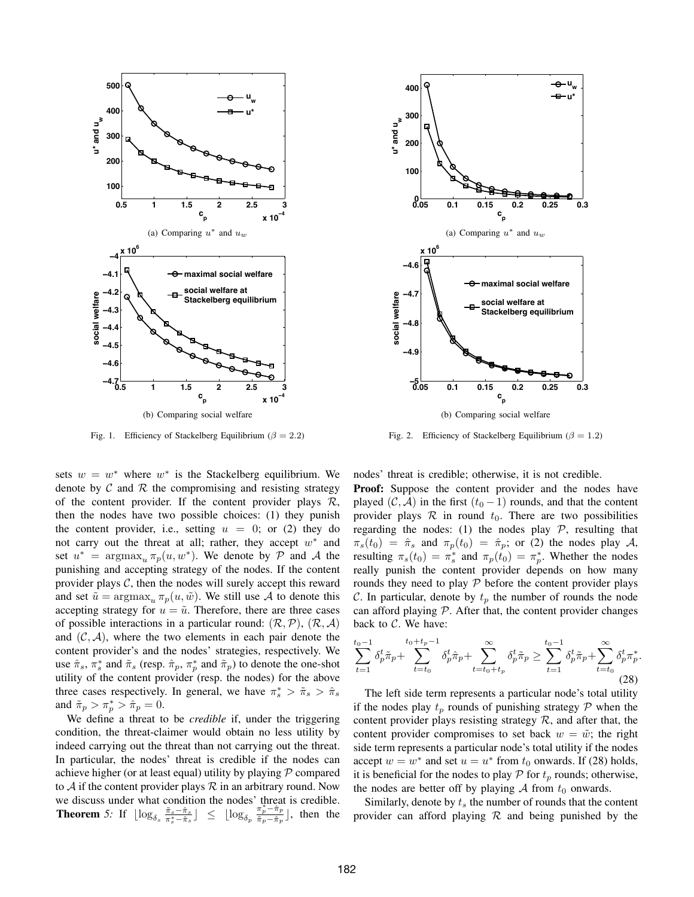(a) Comparing $u^*$ and $u_w$

(b) Comparing social welfare

Fig. 1. Efficiency of Stackelberg Equilibrium ($\beta = 2.2$)

(a) Comparing $u^*$ and $u_w$

(b) Comparing social welfare

Fig. 2. Efficiency of Stackelberg Equilibrium ($\beta = 1.2$)

sets $w = w^*$ where $w^*$ is the Stackelberg equilibrium. We denote by $\mathcal{C}$ and $\mathcal{R}$ the compromising and resisting strategy of the content provider. If the content provider plays $\mathcal{R}$, then the nodes have two possible choices: (1) they punish the content provider, i.e., setting $u = 0$; or (2) they do not carry out the threat at all; rather, they accept $w^*$ and set $u^* = \text{argmax}_u \pi_p(u, w^*)$. We denote by $\mathcal{P}$ and $\mathcal{A}$ the punishing and accepting strategy of the nodes. If the content provider plays $\mathcal{C}$, then the nodes will surely accept this reward and set $\tilde{u} = \text{argmax}_u \pi_p(u, \tilde{w})$. We still use $\mathcal{A}$ to denote this accepting strategy for $u = \tilde{u}$. Therefore, there are three cases of possible interactions in a particular round: $(\mathcal{R}, \mathcal{P})$, $(\mathcal{R}, \mathcal{A})$ and $(\mathcal{C}, \mathcal{A})$, where the two elements in each pair denote the content provider's and the nodes' strategies, respectively. We use $\hat{\pi}_s$, $\pi_s^*$ and $\tilde{\pi}_s$ (resp. $\hat{\pi}_p$, $\pi_p^*$ and $\tilde{\pi}_p$) to denote the one-shot utility of the content provider (resp. the nodes) for the above three cases respectively. In general, we have $\pi_s^* > \tilde{\pi}_s > \hat{\pi}_s$ and $\tilde{\pi}_p > \pi_p^* > \hat{\pi}_p = 0$.

We define a threat to be *credible* if, under the triggering condition, the threat-claimer would obtain no less utility by indeed carrying out the threat than not carrying out the threat. In particular, the nodes' threat is credible if the nodes can achieve higher (or at least equal) utility by playing $\mathcal{P}$ compared to $\mathcal{A}$ if the content provider plays $\mathcal{R}$ in an arbitrary round. Now we discuss under what condition the nodes' threat is credible.

**Theorem** *5: If $\lfloor \log_{\delta_s} \frac{\tilde{\pi}_s - \hat{\pi}_s}{\pi_s^* - \hat{\pi}_s} \rfloor \leq \lfloor \log_{\delta_p} \frac{\pi_p^* - \tilde{\pi}_p}{\hat{\pi}_p - \tilde{\pi}_p} \rfloor$, then the nodes' threat is credible; otherwise, it is not credible.*

**Proof:** Suppose the content provider and the nodes have played $(\mathcal{C}, \mathcal{A})$ in the first $(t_0 - 1)$ rounds, and that the content provider plays $\mathcal{R}$ in round $t_0$. There are two possibilities regarding the nodes: (1) the nodes play $\mathcal{P}$, resulting that $\pi_s(t_0) = \hat{\pi}_s$ and $\pi_p(t_0) = \hat{\pi}_p$; or (2) the nodes play $\mathcal{A}$, resulting $\pi_s(t_0) = \pi_s^*$ and $\pi_p(t_0) = \pi_p^*$. Whether the nodes really punish the content provider depends on how many rounds they need to play $\mathcal{P}$ before the content provider plays $\mathcal{C}$. In particular, denote by $t_p$ the number of rounds the node can afford playing $\mathcal{P}$. After that, the content provider changes back to $\mathcal{C}$. We have:

$$\sum_{t=1}^{t_0-1} \delta_p^t \tilde{\pi}_p + \sum_{t=t_0}^{t_0+t_p-1} \delta_p^t \hat{\pi}_p + \sum_{t=t_0+t_p}^{\infty} \delta_p^t \tilde{\pi}_p \geq \sum_{t=1}^{t_0-1} \delta_p^t \tilde{\pi}_p + \sum_{t=t_0}^{\infty} \delta_p^t \pi_p^*. \tag{28}$$

The left side term represents a particular node's total utility if the nodes play $t_p$ rounds of punishing strategy $\mathcal{P}$ when the content provider plays resisting strategy $\mathcal{R}$, and after that, the content provider compromises to set back $w = \tilde{w}$; the right side term represents a particular node's total utility if the nodes accept $w = w^*$ and set $u = u^*$ from $t_0$ onwards. If (28) holds, it is beneficial for the nodes to play $\mathcal{P}$ for $t_p$ rounds; otherwise, the nodes are better off by playing $\mathcal{A}$ from $t_0$ onwards.

Similarly, denote by $t_s$ the number of rounds that the content provider can afford playing $\mathcal{R}$ and being punished by the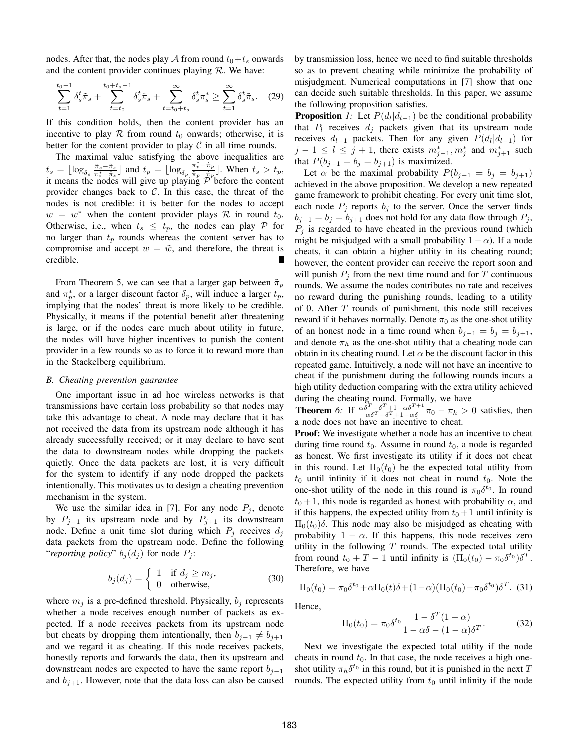nodes. After that, the nodes play $\mathcal{A}$ from round $t_0+t_s$ onwards and the content provider continues playing $\mathcal{R}$. We have:

$$\sum_{t=1}^{t_0-1} \delta_s^t \tilde{\pi}_s + \sum_{t=t_0}^{t_0+t_s-1} \delta_s^t \hat{\pi}_s + \sum_{t=t_0+t_s}^{\infty} \delta_s^t \pi_s^* \geq \sum_{t=1}^{\infty} \delta_s^t \tilde{\pi}_s. \quad (29)$$

If this condition holds, then the content provider has an incentive to play $\mathcal{R}$ from round $t_0$ onwards; otherwise, it is better for the content provider to play $\mathcal{C}$ in all time rounds.

The maximal value satisfying the above inequalities are $t_s = \lfloor \log_{\delta_s} \frac{\tilde{\pi}_s - \hat{\pi}_s}{\pi_s^* - \hat{\pi}_s} \rfloor$ and $t_p = \lfloor \log_{\delta_p} \frac{\pi_p^* - \tilde{\pi}_p}{\tilde{\pi}_p - \hat{\pi}_p} \rfloor$. When $t_s > t_p$, it means the nodes will give up playing $\mathcal{P}$ before the content provider changes back to $\mathcal{C}$. In this case, the threat of the nodes is not credible: it is better for the nodes to accept $w = w^*$ when the content provider plays $\mathcal{R}$ in round $t_0$. Otherwise, i.e., when $t_s \leq t_p$, the nodes can play $\mathcal{P}$ for no larger than $t_p$ rounds whereas the content server has to compromise and accept $w = \tilde{w}$, and therefore, the threat is credible. ∎

From Theorem 5, we can see that a larger gap between $\tilde{\pi}_p$ and $\pi_p^*$, or a larger discount factor $\delta_p$, will induce a larger $t_p$, implying that the nodes' threat is more likely to be credible. Physically, it means if the potential benefit after threatening is large, or if the nodes care much about utility in future, the nodes will have higher incentives to punish the content provider in a few rounds so as to force it to reward more than in the Stackelberg equilibrium.

### B. Cheating prevention guarantee

One important issue in ad hoc wireless networks is that transmissions have certain loss probability so that nodes may take this advantage to cheat. A node may declare that it has not received the data from its upstream node although it has already successfully received; or it may declare to have sent the data to downstream nodes while dropping the packets quietly. Once the data packets are lost, it is very difficult for the system to identify if any node dropped the packets intentionally. This motivates us to design a cheating prevention mechanism in the system.

We use the similar idea in [7]. For any node $P_j$, denote by $P_{j-1}$ its upstream node and by $P_{j+1}$ its downstream node. Define a unit time slot during which $P_j$ receives $d_j$ data packets from the upstream node. Define the following "*reporting policy*" $b_j(d_j)$ for node $P_j$:

$$b_j(d_j) = \begin{cases} 1 & \text{if } d_j \geq m_j, \\ 0 & \text{otherwise,} \end{cases} \quad (30)$$

where $m_j$ is a pre-defined threshold. Physically, $b_j$ represents whether a node receives enough number of packets as expected. If a node receives packets from its upstream node but cheats by dropping them intentionally, then $b_{j-1} \neq b_{j+1}$ and we regard it as cheating. If this node receives packets, honestly reports and forwards the data, then its upstream and downstream nodes are expected to have the same report $b_{j-1}$ and $b_{j+1}$. However, note that the data loss can also be caused by transmission loss, hence we need to find suitable thresholds so as to prevent cheating while minimize the probability of misjudgment. Numerical computations in [7] show that one can decide such suitable thresholds. In this paper, we assume the following proposition satisfies.

**Proposition** *1:* Let $P(d_l|d_{l-1})$ be the conditional probability that $P_l$ receives $d_j$ packets given that its upstream node receives $d_{l-1}$ packets. Then for any given $P(d_l|d_{l-1})$ for $j-1 \leq l \leq j+1$, there exists $m_{j-1}^*, m_j^*$ and $m_{j+1}^*$ such that $P(b_{j-1} = b_j = b_{j+1})$ is maximized.

Let $\alpha$ be the maximal probability $P(b_{j-1} = b_j = b_{j+1})$ achieved in the above proposition. We develop a new repeated game framework to prohibit cheating. For every unit time slot, each node $P_j$ reports $b_j$ to the server. Once the server finds $b_{j-1} = b_j = b_{j+1}$ does not hold for any data flow through $P_j$, $P_j$ is regarded to have cheated in the previous round (which might be misjudged with a small probability $1-\alpha$). If a node cheats, it can obtain a higher utility in its cheating round; however, the content provider can receive the report soon and will punish $P_j$ from the next time round and for $T$ continuous rounds. We assume the nodes contributes no rate and receives no reward during the punishing rounds, leading to a utility of 0. After $T$ rounds of punishment, this node still receives reward if it behaves normally. Denote $\pi_0$ as the one-shot utility of an honest node in a time round when $b_{j-1} = b_j = b_{j+1}$, and denote $\pi_h$ as the one-shot utility that a cheating node can obtain in its cheating round. Let $\alpha$ be the discount factor in this repeated game. Intuitively, a node will not have an incentive to cheat if the punishment during the following rounds incurs a high utility deduction comparing with the extra utility achieved during the cheating round. Formally, we have

**Theorem** *6:* If $\frac{\alpha\delta^T - \delta^T + 1 - \alpha\delta^{T+1}}{\alpha\delta^T - \delta^T + 1 - \alpha\delta}\pi_0 - \pi_h > 0$ satisfies, then a node does not have an incentive to cheat.

**Proof:** We investigate whether a node has an incentive to cheat during time round $t_0$. Assume in round $t_0$, a node is regarded as honest. We first investigate its utility if it does not cheat in this round. Let $\Pi_0(t_0)$ be the expected total utility from $t_0$ until infinity if it does not cheat in round $t_0$. Note the one-shot utility of the node in this round is $\pi_0\delta^{t_0}$. In round $t_0+1$, this node is regarded as honest with probability $\alpha$, and if this happens, the expected utility from $t_0+1$ until infinity is $\Pi_0(t_0)\delta$. This node may also be misjudged as cheating with probability $1-\alpha$. If this happens, this node receives zero utility in the following $T$ rounds. The expected total utility from round $t_0+T-1$ until infinity is $(\Pi_0(t_0) - \pi_0\delta^{t_0})\delta^T$. Therefore, we have

$$\Pi_0(t_0) = \pi_0\delta^{t_0} + \alpha\Pi_0(t)\delta + (1-\alpha)(\Pi_0(t_0) - \pi_0\delta^{t_0})\delta^T. \quad (31)$$

Hence,

$$\Pi_0(t_0) = \pi_0\delta^{t_0}\frac{1-\delta^T(1-\alpha)}{1-\alpha\delta-(1-\alpha)\delta^T}. \quad (32)$$

Next we investigate the expected total utility if the node cheats in round $t_0$. In that case, the node receives a high one-shot utility $\pi_h\delta^{t_0}$ in this round, but it is punished in the next $T$ rounds. The expected utility from $t_0$ until infinity if the node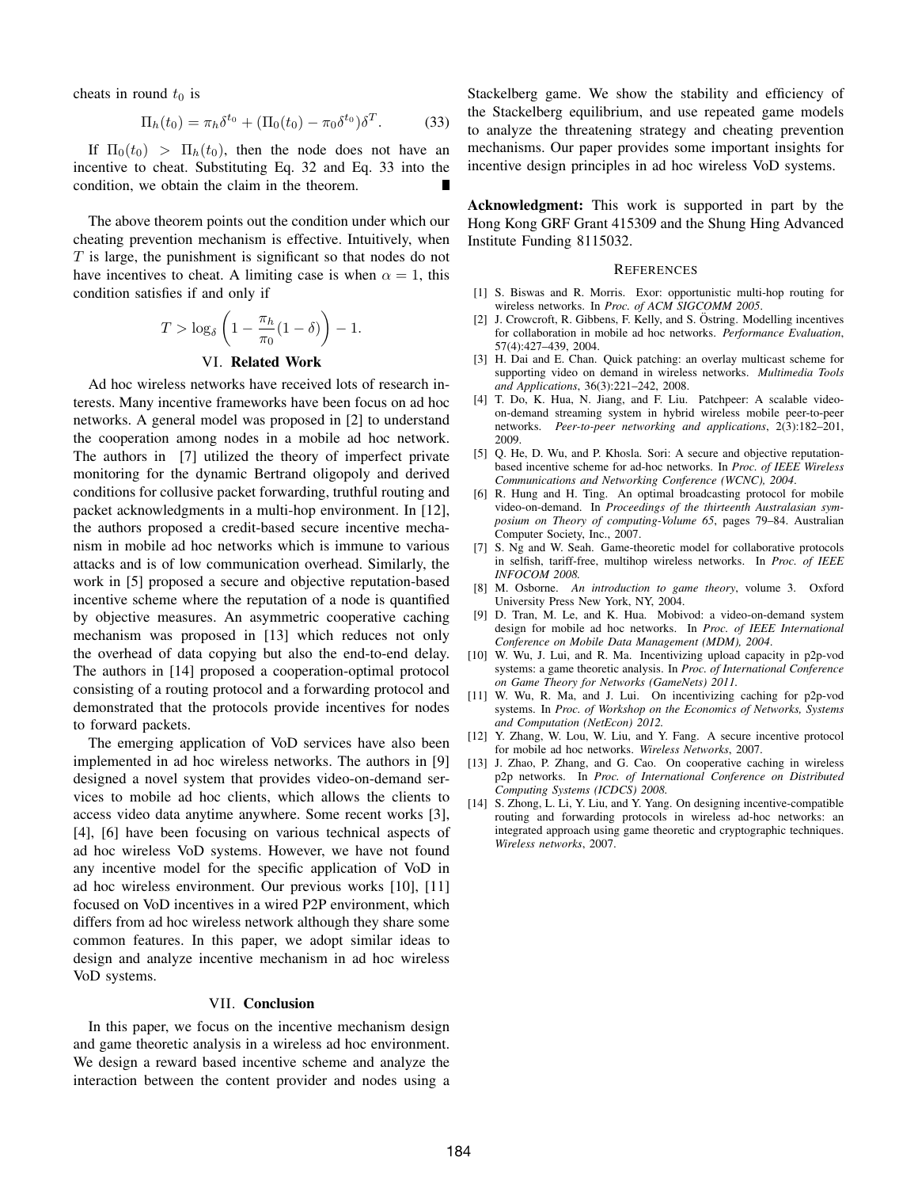cheats in round $t_0$ is

$$\Pi_h(t_0) = \pi_h \delta^{t_0} + (\Pi_0(t_0) - \pi_0 \delta^{t_0})\delta^T. \quad (33)$$

If $\Pi_0(t_0) > \Pi_h(t_0)$, then the node does not have an incentive to cheat. Substituting Eq. 32 and Eq. 33 into the condition, we obtain the claim in the theorem. ∎

The above theorem points out the condition under which our cheating prevention mechanism is effective. Intuitively, when $T$ is large, the punishment is significant so that nodes do not have incentives to cheat. A limiting case is when $\alpha = 1$, this condition satisfies if and only if

$$T > \log_\delta \left(1 - \frac{\pi_h}{\pi_0}(1-\delta)\right) - 1.$$

## VI. Related Work

Ad hoc wireless networks have received lots of research interests. Many incentive frameworks have been focus on ad hoc networks. A general model was proposed in [2] to understand the cooperation among nodes in a mobile ad hoc network. The authors in [7] utilized the theory of imperfect private monitoring for the dynamic Bertrand oligopoly and derived conditions for collusive packet forwarding, truthful routing and packet acknowledgments in a multi-hop environment. In [12], the authors proposed a credit-based secure incentive mechanism in mobile ad hoc networks which is immune to various attacks and is of low communication overhead. Similarly, the work in [5] proposed a secure and objective reputation-based incentive scheme where the reputation of a node is quantified by objective measures. An asymmetric cooperative caching mechanism was proposed in [13] which reduces not only the overhead of data copying but also the end-to-end delay. The authors in [14] proposed a cooperation-optimal protocol consisting of a routing protocol and a forwarding protocol and demonstrated that the protocols provide incentives for nodes to forward packets.

The emerging application of VoD services have also been implemented in ad hoc wireless networks. The authors in [9] designed a novel system that provides video-on-demand services to mobile ad hoc clients, which allows the clients to access video data anytime anywhere. Some recent works [3], [4], [6] have been focusing on various technical aspects of ad hoc wireless VoD systems. However, we have not found any incentive model for the specific application of VoD in ad hoc wireless environment. Our previous works [10], [11] focused on VoD incentives in a wired P2P environment, which differs from ad hoc wireless network although they share some common features. In this paper, we adopt similar ideas to design and analyze incentive mechanism in ad hoc wireless VoD systems.

## VII. Conclusion

In this paper, we focus on the incentive mechanism design and game theoretic analysis in a wireless ad hoc environment. We design a reward based incentive scheme and analyze the interaction between the content provider and nodes using a Stackelberg game. We show the stability and efficiency of the Stackelberg equilibrium, and use repeated game models to analyze the threatening strategy and cheating prevention mechanisms. Our paper provides some important insights for incentive design principles in ad hoc wireless VoD systems.

**Acknowledgment:** This work is supported in part by the Hong Kong GRF Grant 415309 and the Shung Hing Advanced Institute Funding 8115032.

## References

[1] S. Biswas and R. Morris. Exor: opportunistic multi-hop routing for wireless networks. In *Proc. of ACM SIGCOMM 2005*.

[2] J. Crowcroft, R. Gibbens, F. Kelly, and S. Östring. Modelling incentives for collaboration in mobile ad hoc networks. *Performance Evaluation*, 57(4):427–439, 2004.

[3] H. Dai and E. Chan. Quick patching: an overlay multicast scheme for supporting video on demand in wireless networks. *Multimedia Tools and Applications*, 36(3):221–242, 2008.

[4] T. Do, K. Hua, N. Jiang, and F. Liu. Patchpeer: A scalable video-on-demand streaming system in hybrid wireless mobile peer-to-peer networks. *Peer-to-peer networking and applications*, 2(3):182–201, 2009.

[5] Q. He, D. Wu, and P. Khosla. Sori: A secure and objective reputation-based incentive scheme for ad-hoc networks. In *Proc. of IEEE Wireless Communications and Networking Conference (WCNC), 2004*.

[6] R. Hung and H. Ting. An optimal broadcasting protocol for mobile video-on-demand. In *Proceedings of the thirteenth Australasian symposium on Theory of computing-Volume 65*, pages 79–84. Australian Computer Society, Inc., 2007.

[7] S. Ng and W. Seah. Game-theoretic model for collaborative protocols in selfish, tariff-free, multihop wireless networks. In *Proc. of IEEE INFOCOM 2008.*

[8] M. Osborne. *An introduction to game theory*, volume 3. Oxford University Press New York, NY, 2004.

[9] D. Tran, M. Le, and K. Hua. Mobivod: a video-on-demand system design for mobile ad hoc networks. In *Proc. of IEEE International Conference on Mobile Data Management (MDM), 2004*.

[10] W. Wu, J. Lui, and R. Ma. Incentivizing upload capacity in p2p-vod systems: a game theoretic analysis. In *Proc. of International Conference on Game Theory for Networks (GameNets) 2011.*

[11] W. Wu, R. Ma, and J. Lui. On incentivizing caching for p2p-vod systems. In *Proc. of Workshop on the Economics of Networks, Systems and Computation (NetEcon) 2012.*

[12] Y. Zhang, W. Lou, W. Liu, and Y. Fang. A secure incentive protocol for mobile ad hoc networks. *Wireless Networks*, 2007.

[13] J. Zhao, P. Zhang, and G. Cao. On cooperative caching in wireless p2p networks. In *Proc. of International Conference on Distributed Computing Systems (ICDCS) 2008.*

[14] S. Zhong, L. Li, Y. Liu, and Y. Yang. On designing incentive-compatible routing and forwarding protocols in wireless ad-hoc networks: an integrated approach using game theoretic and cryptographic techniques. *Wireless networks*, 2007.